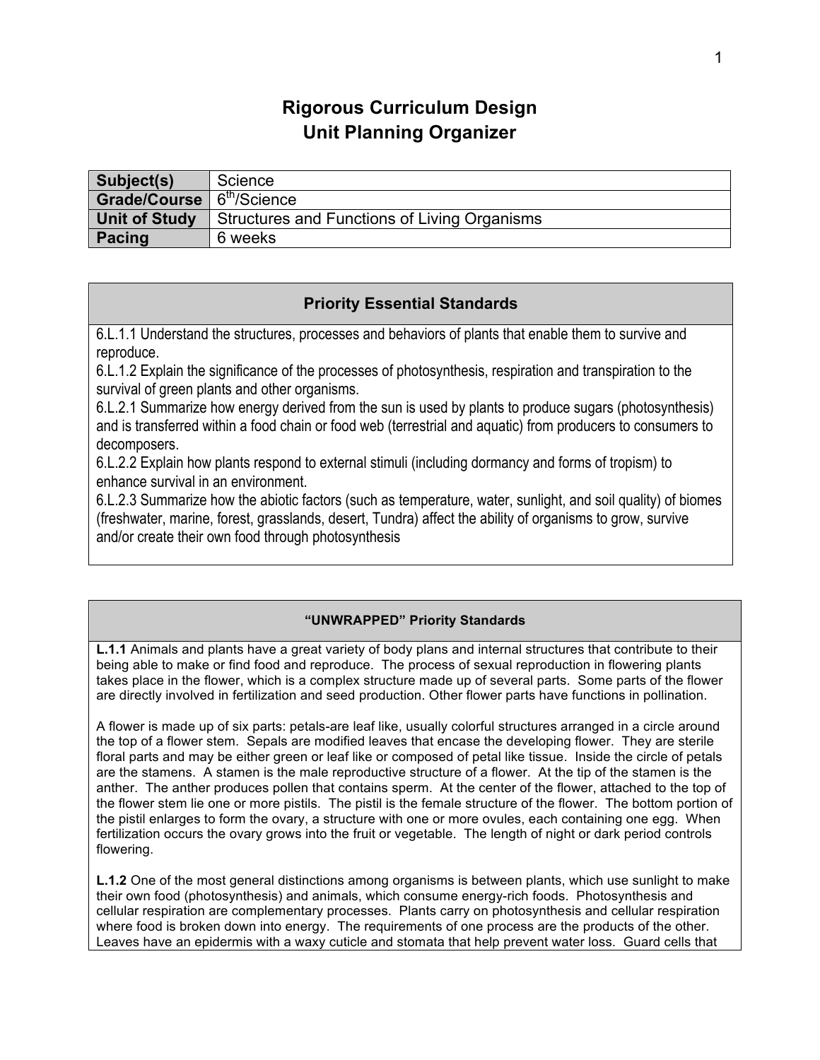# Rigorous Curriculum Design
## Unit Planning Organizer

| **Subject(s)** | Science |
|---|---|
| **Grade/Course** | 6th/Science |
| **Unit of Study** | Structures and Functions of Living Organisms |
| **Pacing** | 6 weeks |

| **Priority Essential Standards** |
|---|
| 6.L.1.1 Understand the structures, processes and behaviors of plants that enable them to survive and reproduce.<br>6.L.1.2 Explain the significance of the processes of photosynthesis, respiration and transpiration to the survival of green plants and other organisms.<br>6.L.2.1 Summarize how energy derived from the sun is used by plants to produce sugars (photosynthesis) and is transferred within a food chain or food web (terrestrial and aquatic) from producers to consumers to decomposers.<br>6.L.2.2 Explain how plants respond to external stimuli (including dormancy and forms of tropism) to enhance survival in an environment.<br>6.L.2.3 Summarize how the abiotic factors (such as temperature, water, sunlight, and soil quality) of biomes (freshwater, marine, forest, grasslands, desert, Tundra) affect the ability of organisms to grow, survive and/or create their own food through photosynthesis |

| **"UNWRAPPED" Priority Standards** |
|---|
| **L.1.1** Animals and plants have a great variety of body plans and internal structures that contribute to their being able to make or find food and reproduce. The process of sexual reproduction in flowering plants takes place in the flower, which is a complex structure made up of several parts. Some parts of the flower are directly involved in fertilization and seed production. Other flower parts have functions in pollination.<br><br>A flower is made up of six parts: petals-are leaf like, usually colorful structures arranged in a circle around the top of a flower stem. Sepals are modified leaves that encase the developing flower. They are sterile floral parts and may be either green or leaf like or composed of petal like tissue. Inside the circle of petals are the stamens. A stamen is the male reproductive structure of a flower. At the tip of the stamen is the anther. The anther produces pollen that contains sperm. At the center of the flower, attached to the top of the flower stem lie one or more pistils. The pistil is the female structure of the flower. The bottom portion of the pistil enlarges to form the ovary, a structure with one or more ovules, each containing one egg. When fertilization occurs the ovary grows into the fruit or vegetable. The length of night or dark period controls flowering.<br><br>**L.1.2** One of the most general distinctions among organisms is between plants, which use sunlight to make their own food (photosynthesis) and animals, which consume energy-rich foods. Photosynthesis and cellular respiration are complementary processes. Plants carry on photosynthesis and cellular respiration where food is broken down into energy. The requirements of one process are the products of the other. Leaves have an epidermis with a waxy cuticle and stomata that help prevent water loss. Guard cells that |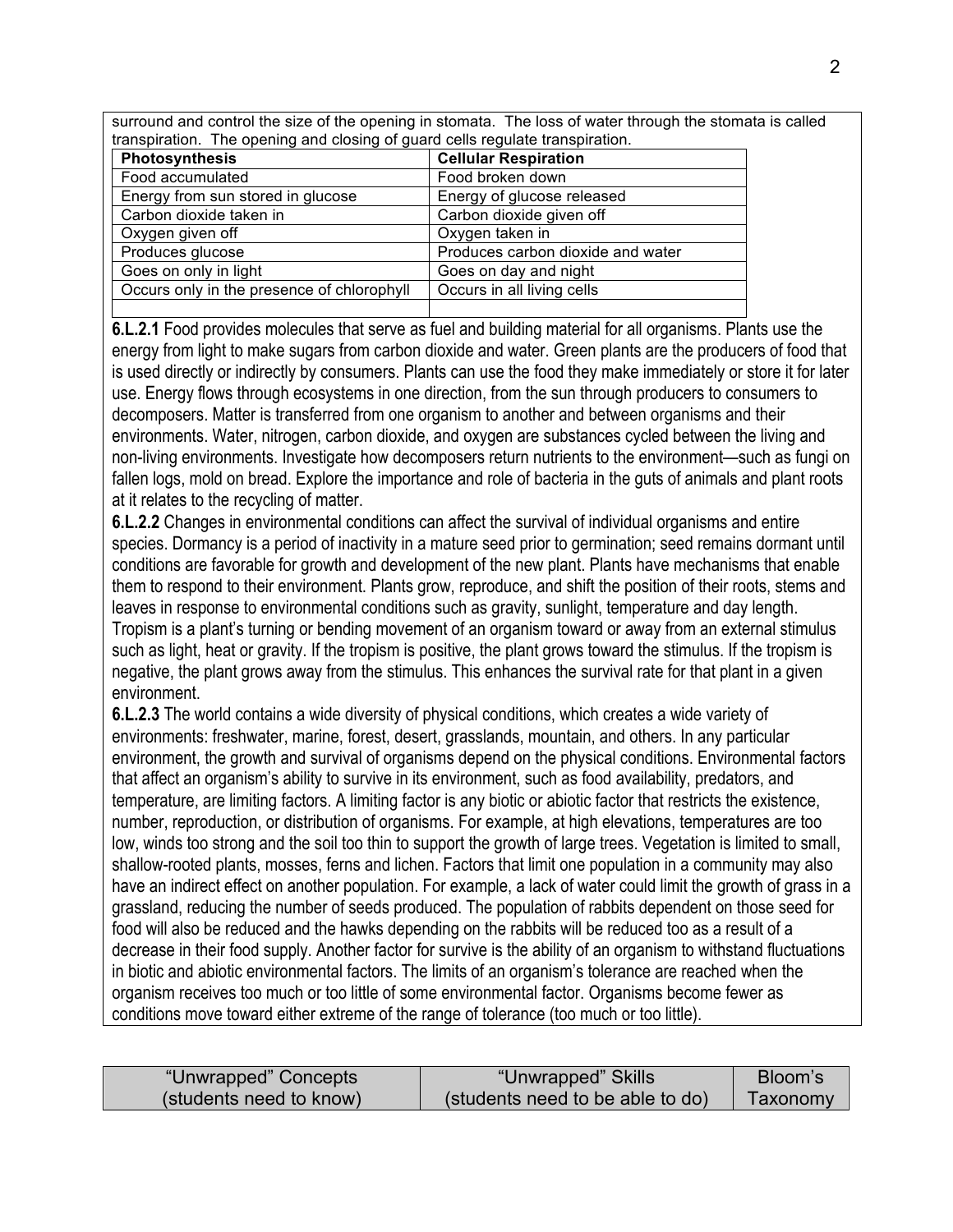surround and control the size of the opening in stomata. The loss of water through the stomata is called transpiration. The opening and closing of guard cells regulate transpiration.

| Photosynthesis | Cellular Respiration |
| --- | --- |
| Food accumulated | Food broken down |
| Energy from sun stored in glucose | Energy of glucose released |
| Carbon dioxide taken in | Carbon dioxide given off |
| Oxygen given off | Oxygen taken in |
| Produces glucose | Produces carbon dioxide and water |
| Goes on only in light | Goes on day and night |
| Occurs only in the presence of chlorophyll | Occurs in all living cells |
| | |

**6.L.2.1** Food provides molecules that serve as fuel and building material for all organisms. Plants use the energy from light to make sugars from carbon dioxide and water. Green plants are the producers of food that is used directly or indirectly by consumers. Plants can use the food they make immediately or store it for later use. Energy flows through ecosystems in one direction, from the sun through producers to consumers to decomposers. Matter is transferred from one organism to another and between organisms and their environments. Water, nitrogen, carbon dioxide, and oxygen are substances cycled between the living and non-living environments. Investigate how decomposers return nutrients to the environment—such as fungi on fallen logs, mold on bread. Explore the importance and role of bacteria in the guts of animals and plant roots at it relates to the recycling of matter.

**6.L.2.2** Changes in environmental conditions can affect the survival of individual organisms and entire species. Dormancy is a period of inactivity in a mature seed prior to germination; seed remains dormant until conditions are favorable for growth and development of the new plant. Plants have mechanisms that enable them to respond to their environment. Plants grow, reproduce, and shift the position of their roots, stems and leaves in response to environmental conditions such as gravity, sunlight, temperature and day length. Tropism is a plant's turning or bending movement of an organism toward or away from an external stimulus such as light, heat or gravity. If the tropism is positive, the plant grows toward the stimulus. If the tropism is negative, the plant grows away from the stimulus. This enhances the survival rate for that plant in a given environment.

**6.L.2.3** The world contains a wide diversity of physical conditions, which creates a wide variety of environments: freshwater, marine, forest, desert, grasslands, mountain, and others. In any particular environment, the growth and survival of organisms depend on the physical conditions. Environmental factors that affect an organism's ability to survive in its environment, such as food availability, predators, and temperature, are limiting factors. A limiting factor is any biotic or abiotic factor that restricts the existence, number, reproduction, or distribution of organisms. For example, at high elevations, temperatures are too low, winds too strong and the soil too thin to support the growth of large trees. Vegetation is limited to small, shallow-rooted plants, mosses, ferns and lichen. Factors that limit one population in a community may also have an indirect effect on another population. For example, a lack of water could limit the growth of grass in a grassland, reducing the number of seeds produced. The population of rabbits dependent on those seed for food will also be reduced and the hawks depending on the rabbits will be reduced too as a result of a decrease in their food supply. Another factor for survive is the ability of an organism to withstand fluctuations in biotic and abiotic environmental factors. The limits of an organism's tolerance are reached when the organism receives too much or too little of some environmental factor. Organisms become fewer as conditions move toward either extreme of the range of tolerance (too much or too little).

| "Unwrapped" Concepts (students need to know) | "Unwrapped" Skills (students need to be able to do) | Bloom's Taxonomy |
| --- | --- | --- |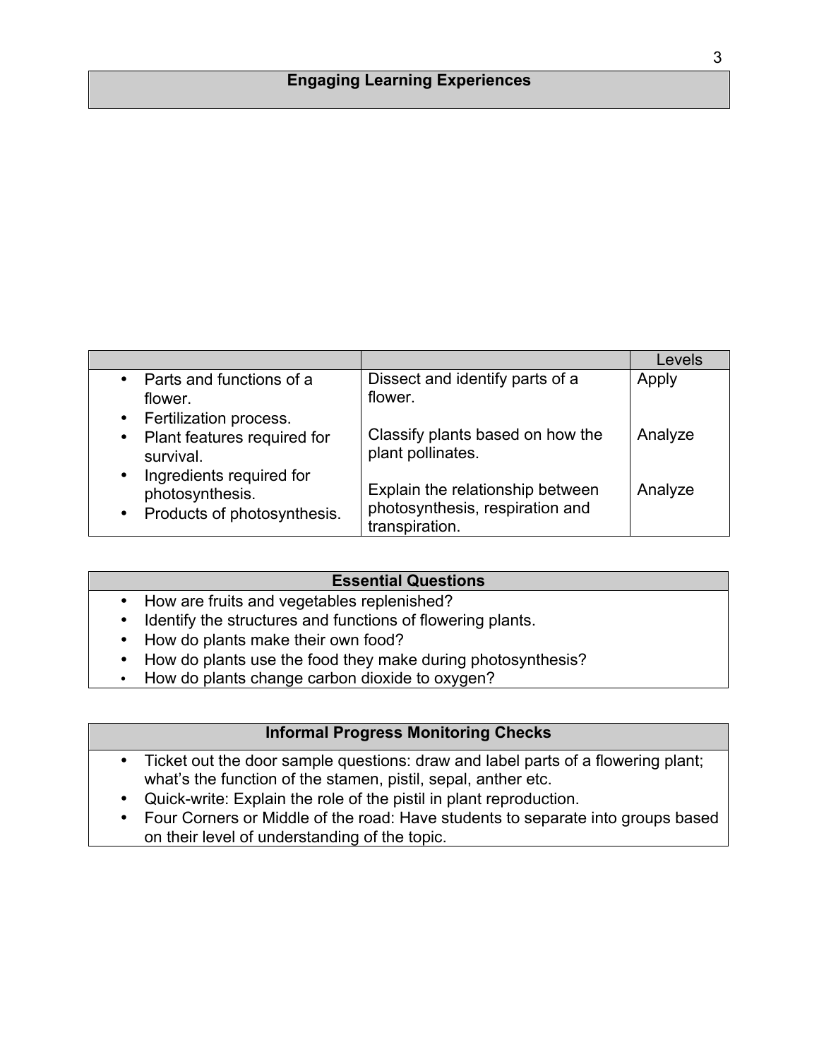## Engaging Learning Experiences

| | | Levels |
|---|---|---|
| • Parts and functions of a flower.<br>• Fertilization process.<br>• Plant features required for survival.<br>• Ingredients required for photosynthesis.<br>• Products of photosynthesis. | Dissect and identify parts of a flower.<br><br>Classify plants based on how the plant pollinates.<br><br>Explain the relationship between photosynthesis, respiration and transpiration. | Apply<br><br>Analyze<br><br>Analyze |

## Essential Questions

- How are fruits and vegetables replenished?
- Identify the structures and functions of flowering plants.
- How do plants make their own food?
- How do plants use the food they make during photosynthesis?
- How do plants change carbon dioxide to oxygen?

## Informal Progress Monitoring Checks

- Ticket out the door sample questions: draw and label parts of a flowering plant; what's the function of the stamen, pistil, sepal, anther etc.
- Quick-write: Explain the role of the pistil in plant reproduction.
- Four Corners or Middle of the road: Have students to separate into groups based on their level of understanding of the topic.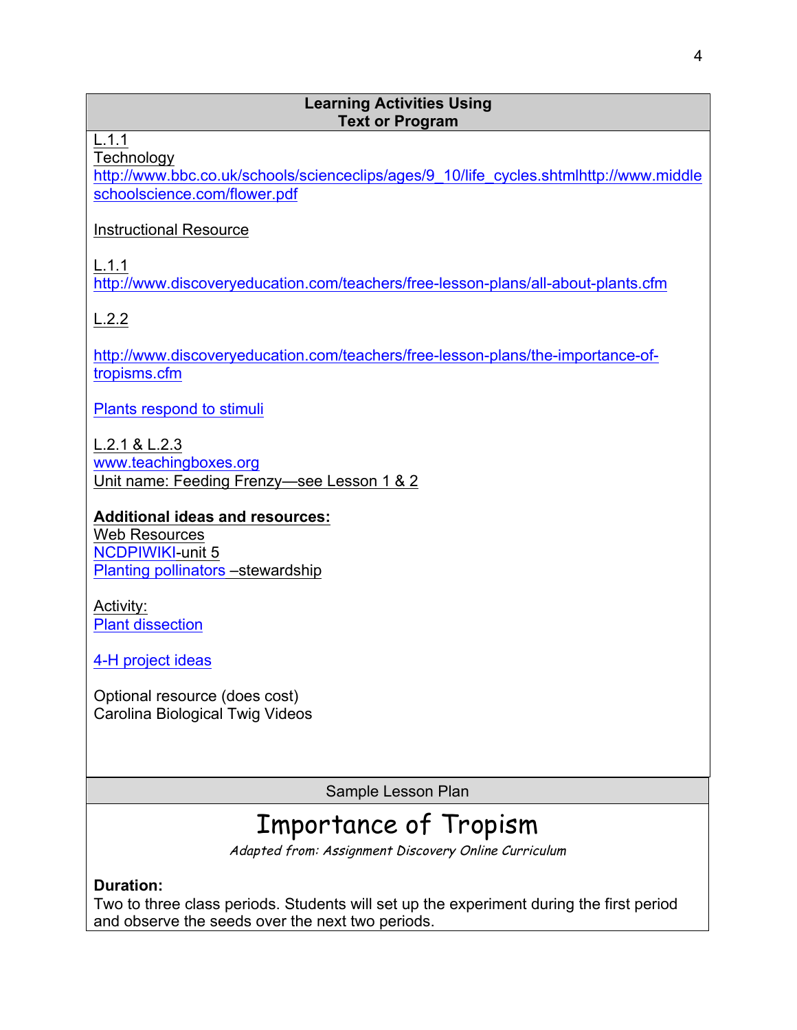## Learning Activities Using Text or Program

L.1.1

Technology

http://www.bbc.co.uk/schools/scienceclips/ages/9_10/life_cycles.shtmlhttp://www.middleschoolscience.com/flower.pdf

Instructional Resource

L.1.1

http://www.discoveryeducation.com/teachers/free-lesson-plans/all-about-plants.cfm

L.2.2

http://www.discoveryeducation.com/teachers/free-lesson-plans/the-importance-of-tropisms.cfm

Plants respond to stimuli

L.2.1 & L.2.3

www.teachingboxes.org

Unit name: Feeding Frenzy—see Lesson 1 & 2

**Additional ideas and resources:**

Web Resources

NCDPIWIKI-unit 5

Planting pollinators –stewardship

Activity:

Plant dissection

4-H project ideas

Optional resource (does cost)

Carolina Biological Twig Videos

## Sample Lesson Plan

# Importance of Tropism

*Adapted from: Assignment Discovery Online Curriculum*

**Duration:**

Two to three class periods. Students will set up the experiment during the first period and observe the seeds over the next two periods.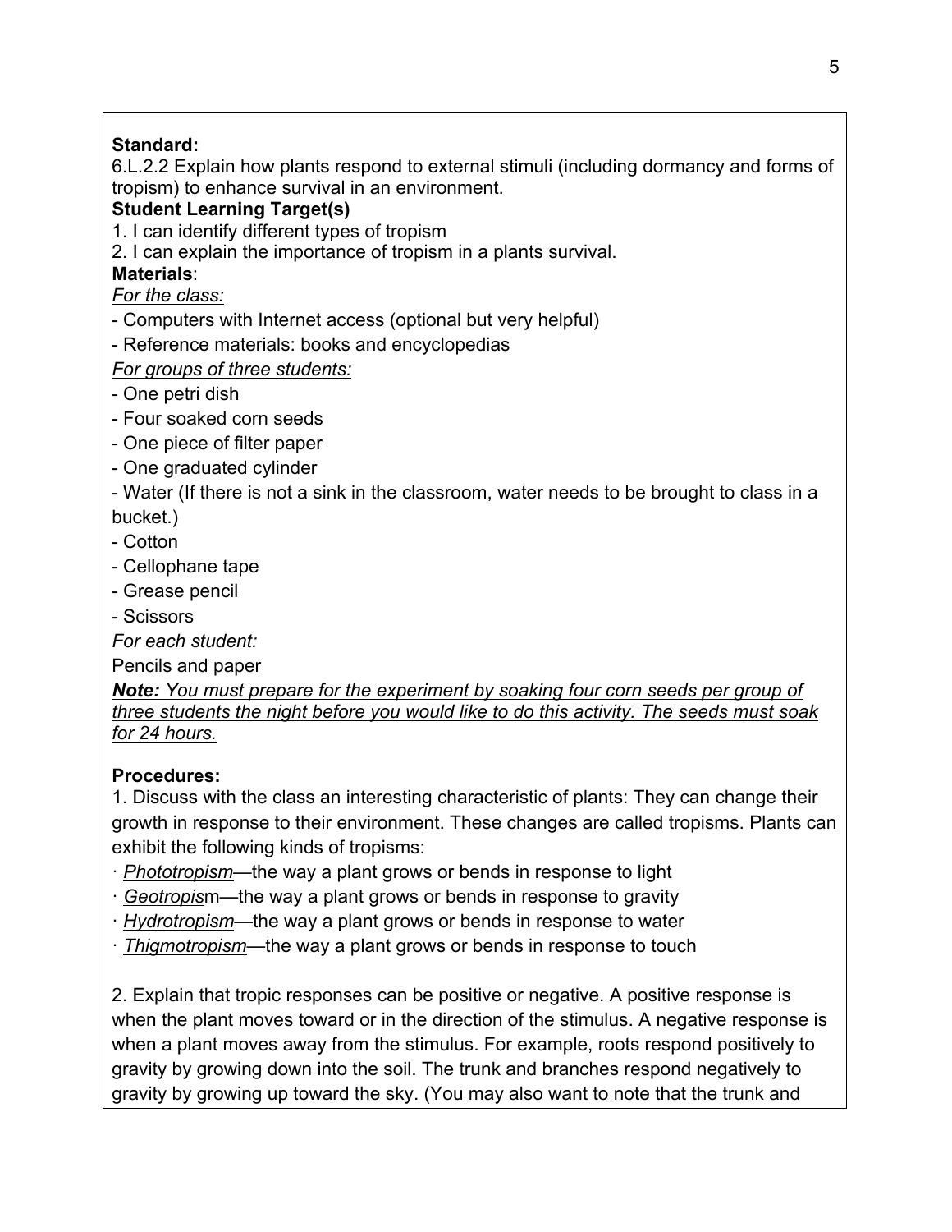**Standard:**

6.L.2.2 Explain how plants respond to external stimuli (including dormancy and forms of tropism) to enhance survival in an environment.

**Student Learning Target(s)**

1. I can identify different types of tropism
2. I can explain the importance of tropism in a plants survival.

**Materials**:

*For the class:*

- Computers with Internet access (optional but very helpful)
- Reference materials: books and encyclopedias

*For groups of three students:*

- One petri dish
- Four soaked corn seeds
- One piece of filter paper
- One graduated cylinder
- Water (If there is not a sink in the classroom, water needs to be brought to class in a bucket.)
- Cotton
- Cellophane tape
- Grease pencil
- Scissors

*For each student:*

Pencils and paper

***Note:** You must prepare for the experiment by soaking four corn seeds per group of three students the night before you would like to do this activity. The seeds must soak for 24 hours.*

**Procedures:**

1. Discuss with the class an interesting characteristic of plants: They can change their growth in response to their environment. These changes are called tropisms. Plants can exhibit the following kinds of tropisms:

· *Phototropism*—the way a plant grows or bends in response to light

· *Geotropism*—the way a plant grows or bends in response to gravity

· *Hydrotropism*—the way a plant grows or bends in response to water

· *Thigmotropism*—the way a plant grows or bends in response to touch

2. Explain that tropic responses can be positive or negative. A positive response is when the plant moves toward or in the direction of the stimulus. A negative response is when a plant moves away from the stimulus. For example, roots respond positively to gravity by growing down into the soil. The trunk and branches respond negatively to gravity by growing up toward the sky. (You may also want to note that the trunk and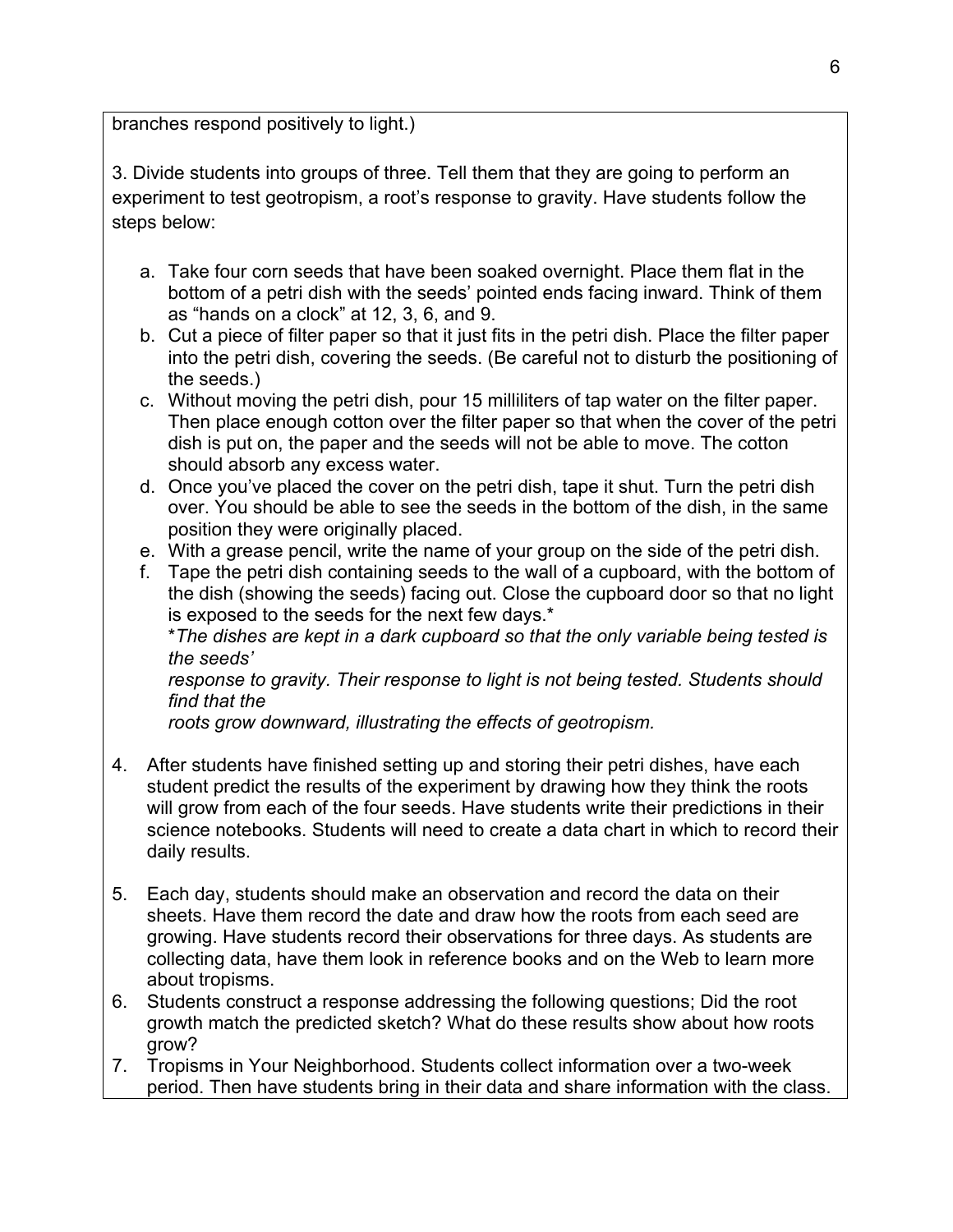branches respond positively to light.)

3. Divide students into groups of three. Tell them that they are going to perform an experiment to test geotropism, a root's response to gravity. Have students follow the steps below:

   a. Take four corn seeds that have been soaked overnight. Place them flat in the bottom of a petri dish with the seeds' pointed ends facing inward. Think of them as "hands on a clock" at 12, 3, 6, and 9.
   b. Cut a piece of filter paper so that it just fits in the petri dish. Place the filter paper into the petri dish, covering the seeds. (Be careful not to disturb the positioning of the seeds.)
   c. Without moving the petri dish, pour 15 milliliters of tap water on the filter paper. Then place enough cotton over the filter paper so that when the cover of the petri dish is put on, the paper and the seeds will not be able to move. The cotton should absorb any excess water.
   d. Once you've placed the cover on the petri dish, tape it shut. Turn the petri dish over. You should be able to see the seeds in the bottom of the dish, in the same position they were originally placed.
   e. With a grease pencil, write the name of your group on the side of the petri dish.
   f. Tape the petri dish containing seeds to the wall of a cupboard, with the bottom of the dish (showing the seeds) facing out. Close the cupboard door so that no light is exposed to the seeds for the next few days.*
      *The dishes are kept in a dark cupboard so that the only variable being tested is the seeds' response to gravity. Their response to light is not being tested. Students should find that the roots grow downward, illustrating the effects of geotropism.*

4. After students have finished setting up and storing their petri dishes, have each student predict the results of the experiment by drawing how they think the roots will grow from each of the four seeds. Have students write their predictions in their science notebooks. Students will need to create a data chart in which to record their daily results.

5. Each day, students should make an observation and record the data on their sheets. Have them record the date and draw how the roots from each seed are growing. Have students record their observations for three days. As students are collecting data, have them look in reference books and on the Web to learn more about tropisms.
6. Students construct a response addressing the following questions; Did the root growth match the predicted sketch? What do these results show about how roots grow?
7. Tropisms in Your Neighborhood. Students collect information over a two-week period. Then have students bring in their data and share information with the class.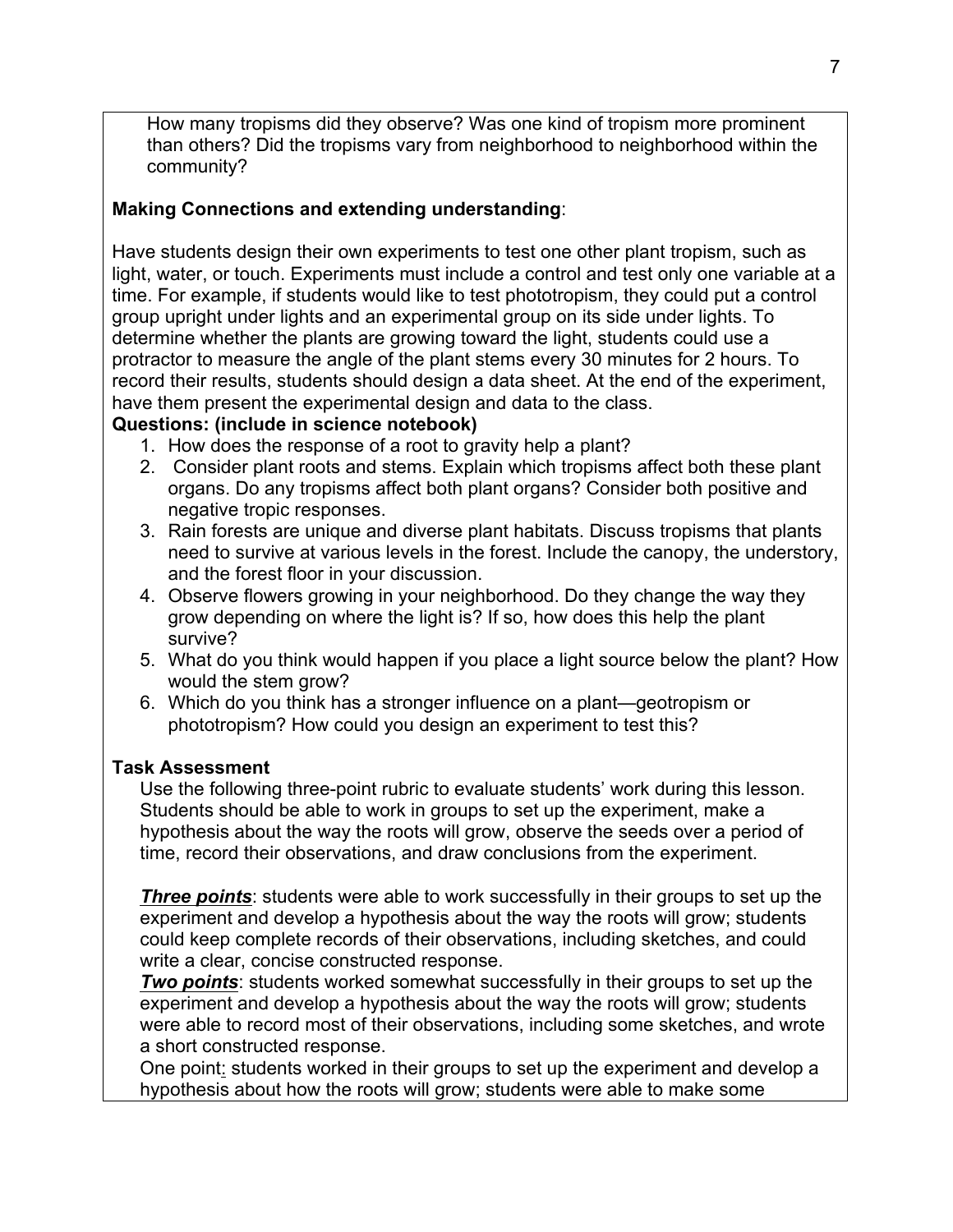How many tropisms did they observe? Was one kind of tropism more prominent than others? Did the tropisms vary from neighborhood to neighborhood within the community?

**Making Connections and extending understanding**:

Have students design their own experiments to test one other plant tropism, such as light, water, or touch. Experiments must include a control and test only one variable at a time. For example, if students would like to test phototropism, they could put a control group upright under lights and an experimental group on its side under lights. To determine whether the plants are growing toward the light, students could use a protractor to measure the angle of the plant stems every 30 minutes for 2 hours. To record their results, students should design a data sheet. At the end of the experiment, have them present the experimental design and data to the class.

**Questions: (include in science notebook)**

1. How does the response of a root to gravity help a plant?
2. Consider plant roots and stems. Explain which tropisms affect both these plant organs. Do any tropisms affect both plant organs? Consider both positive and negative tropic responses.
3. Rain forests are unique and diverse plant habitats. Discuss tropisms that plants need to survive at various levels in the forest. Include the canopy, the understory, and the forest floor in your discussion.
4. Observe flowers growing in your neighborhood. Do they change the way they grow depending on where the light is? If so, how does this help the plant survive?
5. What do you think would happen if you place a light source below the plant? How would the stem grow?
6. Which do you think has a stronger influence on a plant—geotropism or phototropism? How could you design an experiment to test this?

**Task Assessment**

Use the following three-point rubric to evaluate students' work during this lesson. Students should be able to work in groups to set up the experiment, make a hypothesis about the way the roots will grow, observe the seeds over a period of time, record their observations, and draw conclusions from the experiment.

***Three points***: students were able to work successfully in their groups to set up the experiment and develop a hypothesis about the way the roots will grow; students could keep complete records of their observations, including sketches, and could write a clear, concise constructed response.

***Two points***: students worked somewhat successfully in their groups to set up the experiment and develop a hypothesis about the way the roots will grow; students were able to record most of their observations, including some sketches, and wrote a short constructed response.

One point: students worked in their groups to set up the experiment and develop a hypothesis about how the roots will grow; students were able to make some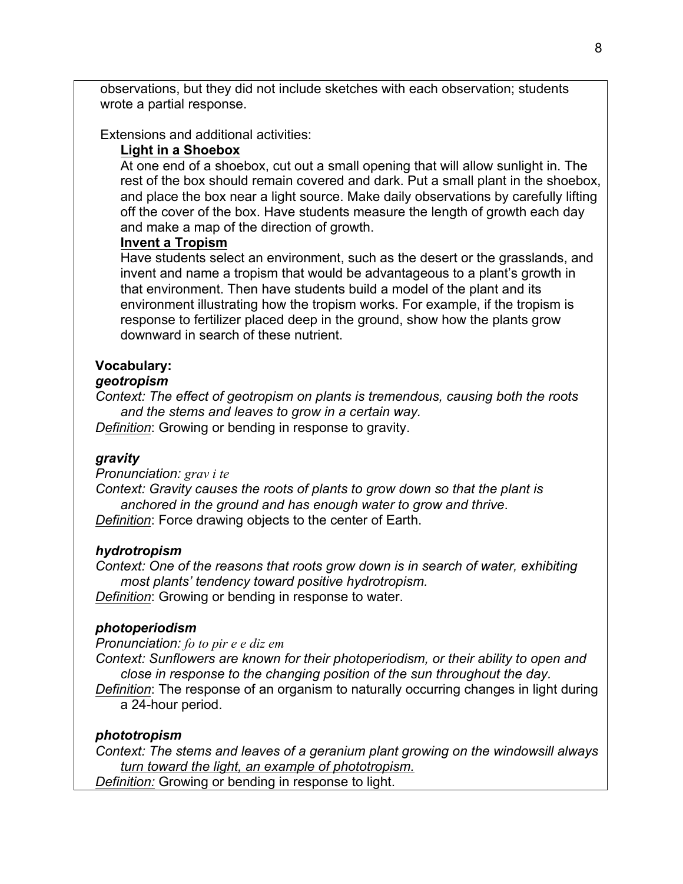observations, but they did not include sketches with each observation; students wrote a partial response.

Extensions and additional activities:

**Light in a Shoebox**

At one end of a shoebox, cut out a small opening that will allow sunlight in. The rest of the box should remain covered and dark. Put a small plant in the shoebox, and place the box near a light source. Make daily observations by carefully lifting off the cover of the box. Have students measure the length of growth each day and make a map of the direction of growth.

**Invent a Tropism**

Have students select an environment, such as the desert or the grasslands, and invent and name a tropism that would be advantageous to a plant's growth in that environment. Then have students build a model of the plant and its environment illustrating how the tropism works. For example, if the tropism is response to fertilizer placed deep in the ground, show how the plants grow downward in search of these nutrient.

**Vocabulary:**

***geotropism***

*Context: The effect of geotropism on plants is tremendous, causing both the roots and the stems and leaves to grow in a certain way.*

*Definition*: Growing or bending in response to gravity.

***gravity***

*Pronunciation: grav i te*

*Context: Gravity causes the roots of plants to grow down so that the plant is anchored in the ground and has enough water to grow and thrive*.

*Definition*: Force drawing objects to the center of Earth.

***hydrotropism***

*Context: One of the reasons that roots grow down is in search of water, exhibiting most plants' tendency toward positive hydrotropism.*

*Definition*: Growing or bending in response to water.

***photoperiodism***

*Pronunciation: fo to pir e e diz em*

*Context: Sunflowers are known for their photoperiodism, or their ability to open and close in response to the changing position of the sun throughout the day.*

*Definition*: The response of an organism to naturally occurring changes in light during a 24-hour period.

***phototropism***

*Context: The stems and leaves of a geranium plant growing on the windowsill always turn toward the light, an example of phototropism.*

*Definition:* Growing or bending in response to light.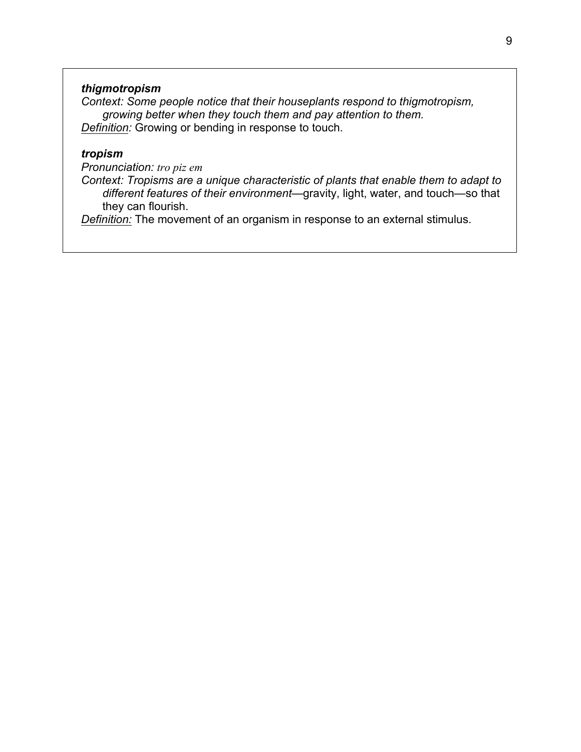***thigmotropism***

*Context: Some people notice that their houseplants respond to thigmotropism, growing better when they touch them and pay attention to them.*

*Definition:* Growing or bending in response to touch.

***tropism***

*Pronunciation: tro piz em*

*Context: Tropisms are a unique characteristic of plants that enable them to adapt to different features of their environment*—gravity, light, water, and touch—so that they can flourish.

*Definition:* The movement of an organism in response to an external stimulus.